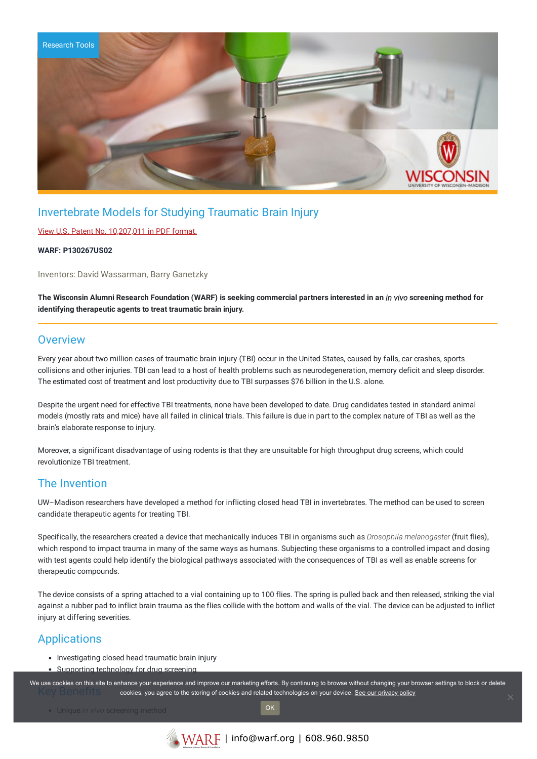Research Tools

# Invertebrate Models for Studying Traumatic Brain Injury

View U.S. Patent No. 10,207,011 in PDF format.

**WARF: P130267US02**

Inventors: David Wassarman, Barry Ganetzky

**The Wisconsin Alumni Research Foundation (WARF) is seeking commercial partners interested in an *in vivo* screening method for identifying therapeutic agents to treat traumatic brain injury.**

## Overview

Every year about two million cases of traumatic brain injury (TBI) occur in the United States, caused by falls, car crashes, sports collisions and other injuries. TBI can lead to a host of health problems such as neurodegeneration, memory deficit and sleep disorder. The estimated cost of treatment and lost productivity due to TBI surpasses $76 billion in the U.S. alone.

Despite the urgent need for effective TBI treatments, none have been developed to date. Drug candidates tested in standard animal models (mostly rats and mice) have all failed in clinical trials. This failure is due in part to the complex nature of TBI as well as the brain's elaborate response to injury.

Moreover, a significant disadvantage of using rodents is that they are unsuitable for high throughput drug screens, which could revolutionize TBI treatment.

## The Invention

UW–Madison researchers have developed a method for inflicting closed head TBI in invertebrates. The method can be used to screen candidate therapeutic agents for treating TBI.

Specifically, the researchers created a device that mechanically induces TBI in organisms such as *Drosophila melanogaster* (fruit flies), which respond to impact trauma in many of the same ways as humans. Subjecting these organisms to a controlled impact and dosing with test agents could help identify the biological pathways associated with the consequences of TBI as well as enable screens for therapeutic compounds.

The device consists of a spring attached to a vial containing up to 100 flies. The spring is pulled back and then released, striking the vial against a rubber pad to inflict brain trauma as the flies collide with the bottom and walls of the vial. The device can be adjusted to inflict injury at differing severities.

## Applications

- Investigating closed head traumatic brain injury
- Supporting technology for drug screening

## Key Benefits

- Unique *in vivo* screening method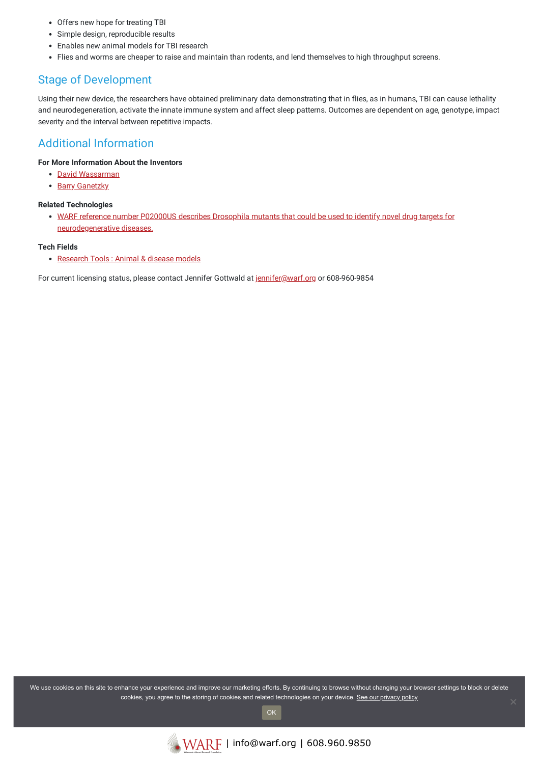- Offers new hope for treating TBI
- Simple design, reproducible results
- Enables new animal models for TBI research
- Flies and worms are cheaper to raise and maintain than rodents, and lend themselves to high throughput screens.

## Stage of Development

Using their new device, the researchers have obtained preliminary data demonstrating that in flies, as in humans, TBI can cause lethality and neurodegeneration, activate the innate immune system and affect sleep patterns. Outcomes are dependent on age, genotype, impact severity and the interval between repetitive impacts.

## Additional Information

**For More Information About the Inventors**

- David Wassarman
- Barry Ganetzky

**Related Technologies**

- WARF reference number P02000US describes Drosophila mutants that could be used to identify novel drug targets for neurodegenerative diseases.

**Tech Fields**

- Research Tools : Animal & disease models

For current licensing status, please contact Jennifer Gottwald at jennifer@warf.org or 608-960-9854